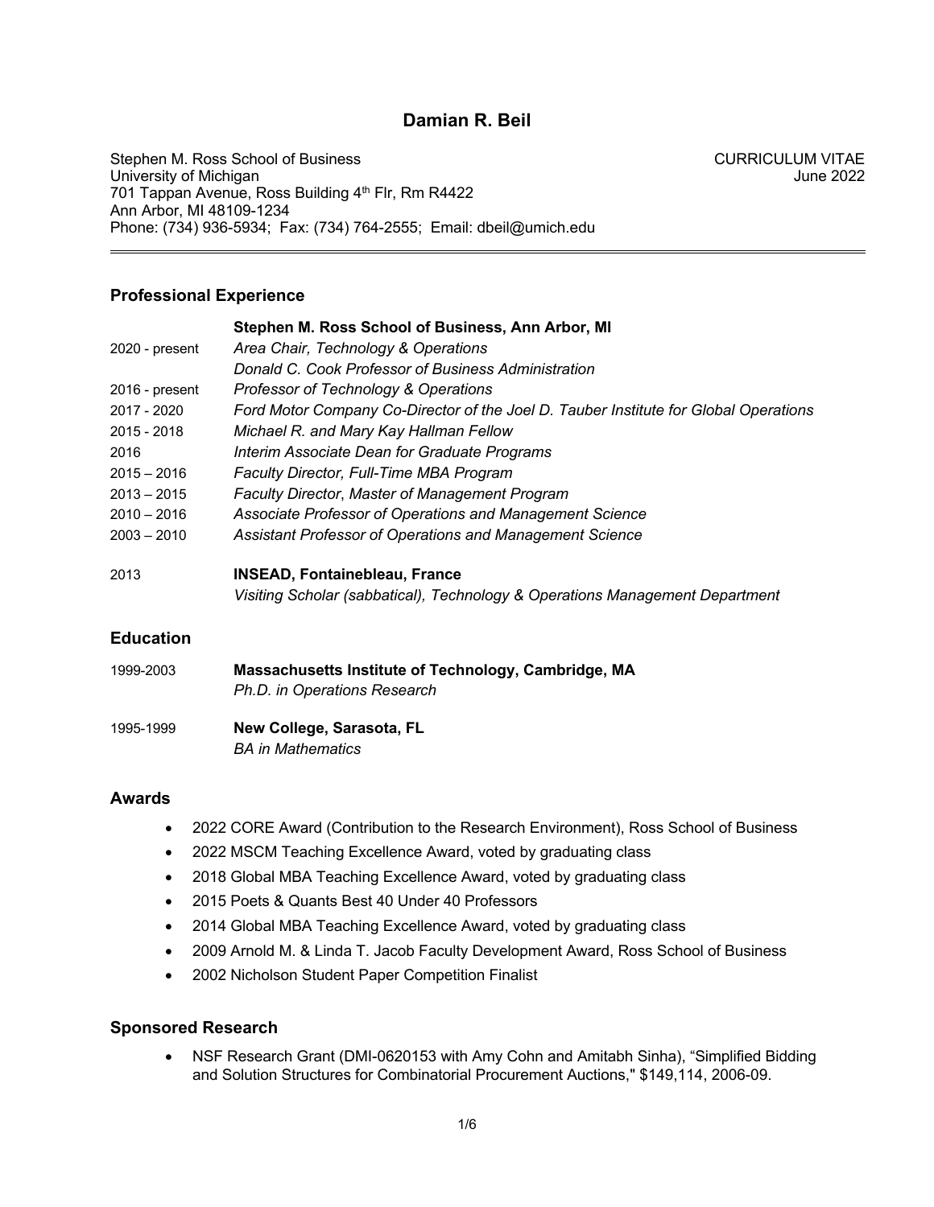# Damian R. Beil

Stephen M. Ross School of Business
University of Michigan
701 Tappan Avenue, Ross Building 4th Flr, Rm R4422
Ann Arbor, MI 48109-1234
Phone: (734) 936-5934; Fax: (734) 764-2555; Email: dbeil@umich.edu

CURRICULUM VITAE
June 2022

---

## Professional Experience

**Stephen M. Ross School of Business, Ann Arbor, MI**

| | |
|---|---|
| 2020 - present | *Area Chair, Technology & Operations* |
| | *Donald C. Cook Professor of Business Administration* |
| 2016 - present | *Professor of Technology & Operations* |
| 2017 - 2020 | *Ford Motor Company Co-Director of the Joel D. Tauber Institute for Global Operations* |
| 2015 - 2018 | *Michael R. and Mary Kay Hallman Fellow* |
| 2016 | *Interim Associate Dean for Graduate Programs* |
| 2015 – 2016 | *Faculty Director, Full-Time MBA Program* |
| 2013 – 2015 | *Faculty Director, Master of Management Program* |
| 2010 – 2016 | *Associate Professor of Operations and Management Science* |
| 2003 – 2010 | *Assistant Professor of Operations and Management Science* |

2013 **INSEAD, Fontainebleau, France**
*Visiting Scholar (sabbatical), Technology & Operations Management Department*

## Education

1999-2003 **Massachusetts Institute of Technology, Cambridge, MA**
*Ph.D. in Operations Research*

1995-1999 **New College, Sarasota, FL**
*BA in Mathematics*

## Awards

- 2022 CORE Award (Contribution to the Research Environment), Ross School of Business
- 2022 MSCM Teaching Excellence Award, voted by graduating class
- 2018 Global MBA Teaching Excellence Award, voted by graduating class
- 2015 Poets & Quants Best 40 Under 40 Professors
- 2014 Global MBA Teaching Excellence Award, voted by graduating class
- 2009 Arnold M. & Linda T. Jacob Faculty Development Award, Ross School of Business
- 2002 Nicholson Student Paper Competition Finalist

## Sponsored Research

- NSF Research Grant (DMI-0620153 with Amy Cohn and Amitabh Sinha), "Simplified Bidding and Solution Structures for Combinatorial Procurement Auctions," $149,114, 2006-09.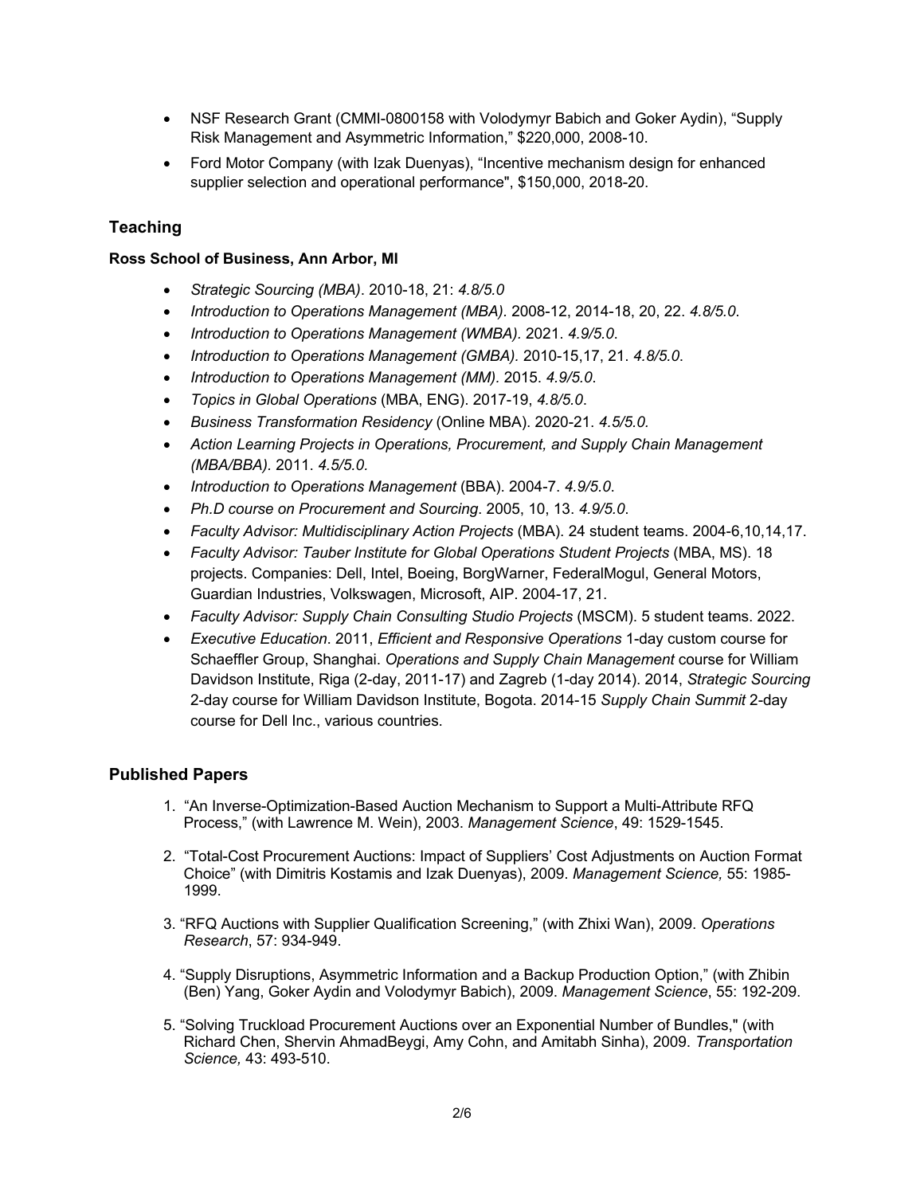- NSF Research Grant (CMMI-0800158 with Volodymyr Babich and Goker Aydin), “Supply Risk Management and Asymmetric Information,” $220,000, 2008-10.
- Ford Motor Company (with Izak Duenyas), “Incentive mechanism design for enhanced supplier selection and operational performance", $150,000, 2018-20.

## Teaching

### Ross School of Business, Ann Arbor, MI

- *Strategic Sourcing (MBA)*. 2010-18, 21: *4.8/5.0*
- *Introduction to Operations Management (MBA)*. 2008-12, 2014-18, 20, 22. *4.8/5.0*.
- *Introduction to Operations Management (WMBA).* 2021. *4.9/5.0*.
- *Introduction to Operations Management (GMBA).* 2010-15,17, 21. *4.8/5.0*.
- *Introduction to Operations Management (MM).* 2015. *4.9/5.0*.
- *Topics in Global Operations* (MBA, ENG). 2017-19, *4.8/5.0*.
- *Business Transformation Residency* (Online MBA). 2020-21. *4.5/5.0.*
- *Action Learning Projects in Operations, Procurement, and Supply Chain Management (MBA/BBA)*. 2011. *4.5/5.0.*
- *Introduction to Operations Management* (BBA). 2004-7. *4.9/5.0*.
- *Ph.D course on Procurement and Sourcing*. 2005, 10, 13. *4.9/5.0*.
- *Faculty Advisor: Multidisciplinary Action Projects* (MBA). 24 student teams. 2004-6,10,14,17.
- *Faculty Advisor: Tauber Institute for Global Operations Student Projects* (MBA, MS). 18 projects. Companies: Dell, Intel, Boeing, BorgWarner, FederalMogul, General Motors, Guardian Industries, Volkswagen, Microsoft, AIP. 2004-17, 21.
- *Faculty Advisor: Supply Chain Consulting Studio Projects* (MSCM). 5 student teams. 2022.
- *Executive Education*. 2011, *Efficient and Responsive Operations* 1-day custom course for Schaeffler Group, Shanghai. *Operations and Supply Chain Management* course for William Davidson Institute, Riga (2-day, 2011-17) and Zagreb (1-day 2014). 2014, *Strategic Sourcing* 2-day course for William Davidson Institute, Bogota. 2014-15 *Supply Chain Summit* 2-day course for Dell Inc., various countries.

## Published Papers

1. “An Inverse-Optimization-Based Auction Mechanism to Support a Multi-Attribute RFQ Process,” (with Lawrence M. Wein), 2003. *Management Science*, 49: 1529-1545.

2. “Total-Cost Procurement Auctions: Impact of Suppliers’ Cost Adjustments on Auction Format Choice” (with Dimitris Kostamis and Izak Duenyas), 2009. *Management Science,* 55: 1985-1999.

3. “RFQ Auctions with Supplier Qualification Screening,” (with Zhixi Wan), 2009. *Operations Research*, 57: 934-949.

4. “Supply Disruptions, Asymmetric Information and a Backup Production Option,” (with Zhibin (Ben) Yang, Goker Aydin and Volodymyr Babich), 2009. *Management Science*, 55: 192-209.

5. “Solving Truckload Procurement Auctions over an Exponential Number of Bundles," (with Richard Chen, Shervin AhmadBeygi, Amy Cohn, and Amitabh Sinha), 2009. *Transportation Science,* 43: 493-510.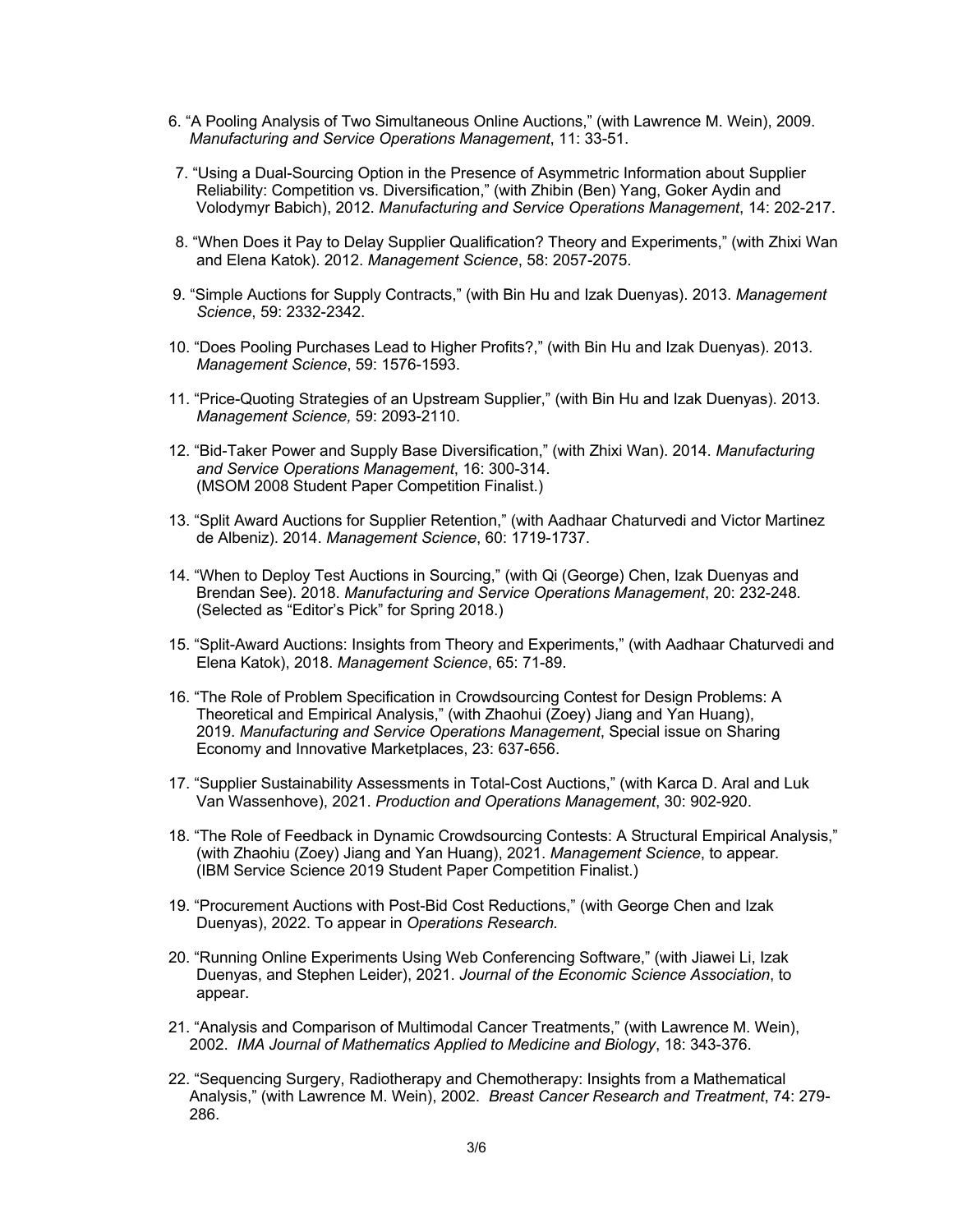6. "A Pooling Analysis of Two Simultaneous Online Auctions," (with Lawrence M. Wein), 2009. *Manufacturing and Service Operations Management*, 11: 33-51.

7. "Using a Dual-Sourcing Option in the Presence of Asymmetric Information about Supplier Reliability: Competition vs. Diversification," (with Zhibin (Ben) Yang, Goker Aydin and Volodymyr Babich), 2012. *Manufacturing and Service Operations Management*, 14: 202-217.

8. "When Does it Pay to Delay Supplier Qualification? Theory and Experiments," (with Zhixi Wan and Elena Katok). 2012. *Management Science*, 58: 2057-2075.

9. "Simple Auctions for Supply Contracts," (with Bin Hu and Izak Duenyas). 2013. *Management Science*, 59: 2332-2342.

10. "Does Pooling Purchases Lead to Higher Profits?," (with Bin Hu and Izak Duenyas). 2013. *Management Science*, 59: 1576-1593.

11. "Price-Quoting Strategies of an Upstream Supplier," (with Bin Hu and Izak Duenyas). 2013. *Management Science,* 59: 2093-2110.

12. "Bid-Taker Power and Supply Base Diversification," (with Zhixi Wan). 2014. *Manufacturing and Service Operations Management*, 16: 300-314. (MSOM 2008 Student Paper Competition Finalist.)

13. "Split Award Auctions for Supplier Retention," (with Aadhaar Chaturvedi and Victor Martinez de Albeniz). 2014. *Management Science*, 60: 1719-1737.

14. "When to Deploy Test Auctions in Sourcing," (with Qi (George) Chen, Izak Duenyas and Brendan See). 2018. *Manufacturing and Service Operations Management*, 20: 232-248. (Selected as "Editor's Pick" for Spring 2018.)

15. "Split-Award Auctions: Insights from Theory and Experiments," (with Aadhaar Chaturvedi and Elena Katok), 2018. *Management Science*, 65: 71-89.

16. "The Role of Problem Specification in Crowdsourcing Contest for Design Problems: A Theoretical and Empirical Analysis," (with Zhaohui (Zoey) Jiang and Yan Huang), 2019. *Manufacturing and Service Operations Management*, Special issue on Sharing Economy and Innovative Marketplaces, 23: 637-656.

17. "Supplier Sustainability Assessments in Total-Cost Auctions," (with Karca D. Aral and Luk Van Wassenhove), 2021. *Production and Operations Management*, 30: 902-920.

18. "The Role of Feedback in Dynamic Crowdsourcing Contests: A Structural Empirical Analysis," (with Zhaohiu (Zoey) Jiang and Yan Huang), 2021. *Management Science*, to appear. (IBM Service Science 2019 Student Paper Competition Finalist.)

19. "Procurement Auctions with Post-Bid Cost Reductions," (with George Chen and Izak Duenyas), 2022. To appear in *Operations Research.*

20. "Running Online Experiments Using Web Conferencing Software," (with Jiawei Li, Izak Duenyas, and Stephen Leider), 2021. *Journal of the Economic Science Association*, to appear.

21. "Analysis and Comparison of Multimodal Cancer Treatments," (with Lawrence M. Wein), 2002. *IMA Journal of Mathematics Applied to Medicine and Biology*, 18: 343-376.

22. "Sequencing Surgery, Radiotherapy and Chemotherapy: Insights from a Mathematical Analysis," (with Lawrence M. Wein), 2002. *Breast Cancer Research and Treatment*, 74: 279-286.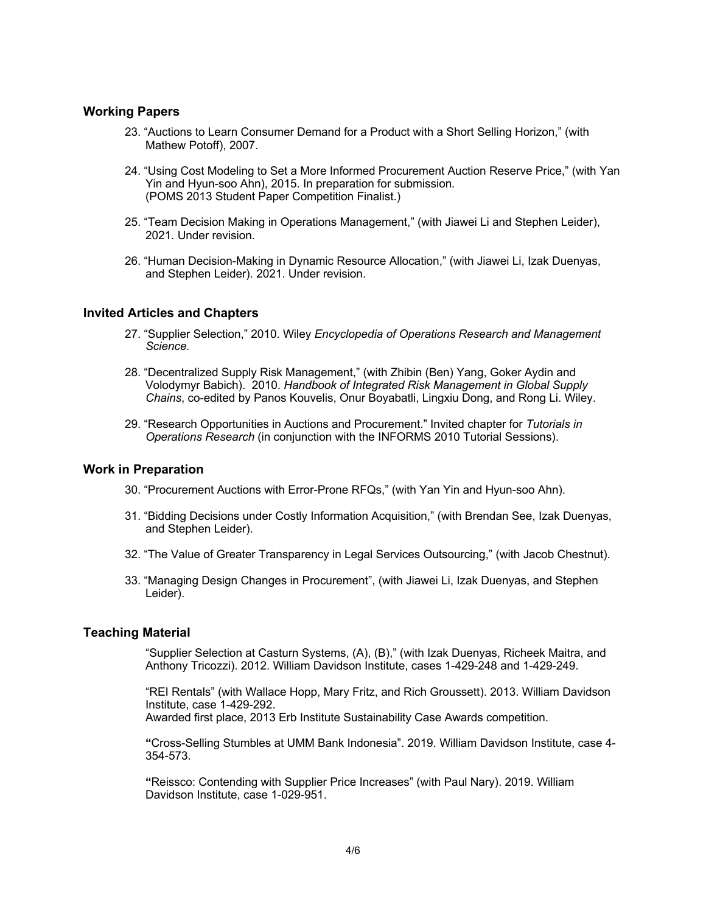## Working Papers

23. "Auctions to Learn Consumer Demand for a Product with a Short Selling Horizon," (with Mathew Potoff), 2007.

24. "Using Cost Modeling to Set a More Informed Procurement Auction Reserve Price," (with Yan Yin and Hyun-soo Ahn), 2015. In preparation for submission. (POMS 2013 Student Paper Competition Finalist.)

25. "Team Decision Making in Operations Management," (with Jiawei Li and Stephen Leider), 2021. Under revision.

26. "Human Decision-Making in Dynamic Resource Allocation," (with Jiawei Li, Izak Duenyas, and Stephen Leider). 2021. Under revision.

## Invited Articles and Chapters

27. "Supplier Selection," 2010. Wiley *Encyclopedia of Operations Research and Management Science.*

28. "Decentralized Supply Risk Management," (with Zhibin (Ben) Yang, Goker Aydin and Volodymyr Babich). 2010. *Handbook of Integrated Risk Management in Global Supply Chains*, co-edited by Panos Kouvelis, Onur Boyabatli, Lingxiu Dong, and Rong Li. Wiley.

29. "Research Opportunities in Auctions and Procurement." Invited chapter for *Tutorials in Operations Research* (in conjunction with the INFORMS 2010 Tutorial Sessions).

## Work in Preparation

30. "Procurement Auctions with Error-Prone RFQs," (with Yan Yin and Hyun-soo Ahn).

31. "Bidding Decisions under Costly Information Acquisition," (with Brendan See, Izak Duenyas, and Stephen Leider).

32. "The Value of Greater Transparency in Legal Services Outsourcing," (with Jacob Chestnut).

33. "Managing Design Changes in Procurement", (with Jiawei Li, Izak Duenyas, and Stephen Leider).

## Teaching Material

"Supplier Selection at Casturn Systems, (A), (B)," (with Izak Duenyas, Richeek Maitra, and Anthony Tricozzi). 2012. William Davidson Institute, cases 1-429-248 and 1-429-249.

"REI Rentals" (with Wallace Hopp, Mary Fritz, and Rich Groussett). 2013. William Davidson Institute, case 1-429-292.
Awarded first place, 2013 Erb Institute Sustainability Case Awards competition.

"Cross-Selling Stumbles at UMM Bank Indonesia". 2019. William Davidson Institute, case 4-354-573.

"Reissco: Contending with Supplier Price Increases" (with Paul Nary). 2019. William Davidson Institute, case 1-029-951.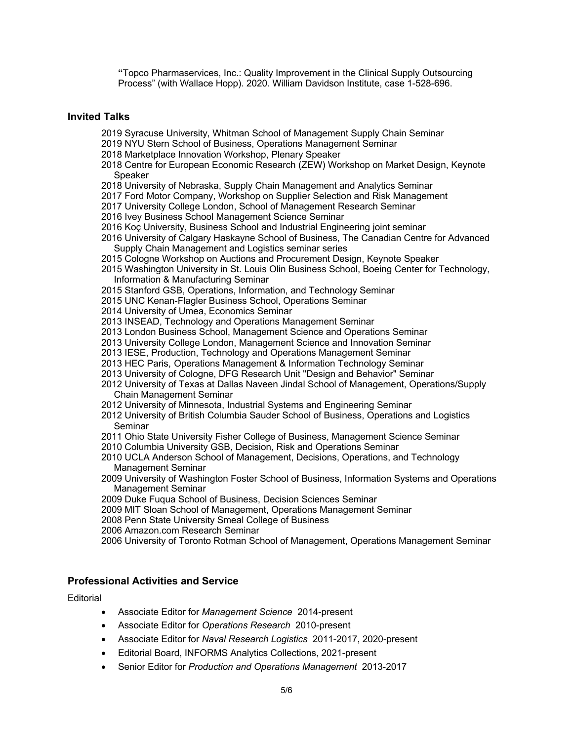"Topco Pharmaservices, Inc.: Quality Improvement in the Clinical Supply Outsourcing Process" (with Wallace Hopp). 2020. William Davidson Institute, case 1-528-696.

## Invited Talks

2019 Syracuse University, Whitman School of Management Supply Chain Seminar
2019 NYU Stern School of Business, Operations Management Seminar
2018 Marketplace Innovation Workshop, Plenary Speaker
2018 Centre for European Economic Research (ZEW) Workshop on Market Design, Keynote Speaker
2018 University of Nebraska, Supply Chain Management and Analytics Seminar
2017 Ford Motor Company, Workshop on Supplier Selection and Risk Management
2017 University College London, School of Management Research Seminar
2016 Ivey Business School Management Science Seminar
2016 Koç University, Business School and Industrial Engineering joint seminar
2016 University of Calgary Haskayne School of Business, The Canadian Centre for Advanced Supply Chain Management and Logistics seminar series
2015 Cologne Workshop on Auctions and Procurement Design, Keynote Speaker
2015 Washington University in St. Louis Olin Business School, Boeing Center for Technology, Information & Manufacturing Seminar
2015 Stanford GSB, Operations, Information, and Technology Seminar
2015 UNC Kenan-Flagler Business School, Operations Seminar
2014 University of Umea, Economics Seminar
2013 INSEAD, Technology and Operations Management Seminar
2013 London Business School, Management Science and Operations Seminar
2013 University College London, Management Science and Innovation Seminar
2013 IESE, Production, Technology and Operations Management Seminar
2013 HEC Paris, Operations Management & Information Technology Seminar
2013 University of Cologne, DFG Research Unit "Design and Behavior" Seminar
2012 University of Texas at Dallas Naveen Jindal School of Management, Operations/Supply Chain Management Seminar
2012 University of Minnesota, Industrial Systems and Engineering Seminar
2012 University of British Columbia Sauder School of Business, Operations and Logistics Seminar
2011 Ohio State University Fisher College of Business, Management Science Seminar
2010 Columbia University GSB, Decision, Risk and Operations Seminar
2010 UCLA Anderson School of Management, Decisions, Operations, and Technology Management Seminar
2009 University of Washington Foster School of Business, Information Systems and Operations Management Seminar
2009 Duke Fuqua School of Business, Decision Sciences Seminar
2009 MIT Sloan School of Management, Operations Management Seminar
2008 Penn State University Smeal College of Business
2006 Amazon.com Research Seminar
2006 University of Toronto Rotman School of Management, Operations Management Seminar

## Professional Activities and Service

Editorial

- Associate Editor for *Management Science* 2014-present
- Associate Editor for *Operations Research* 2010-present
- Associate Editor for *Naval Research Logistics* 2011-2017, 2020-present
- Editorial Board, INFORMS Analytics Collections, 2021-present
- Senior Editor for *Production and Operations Management* 2013-2017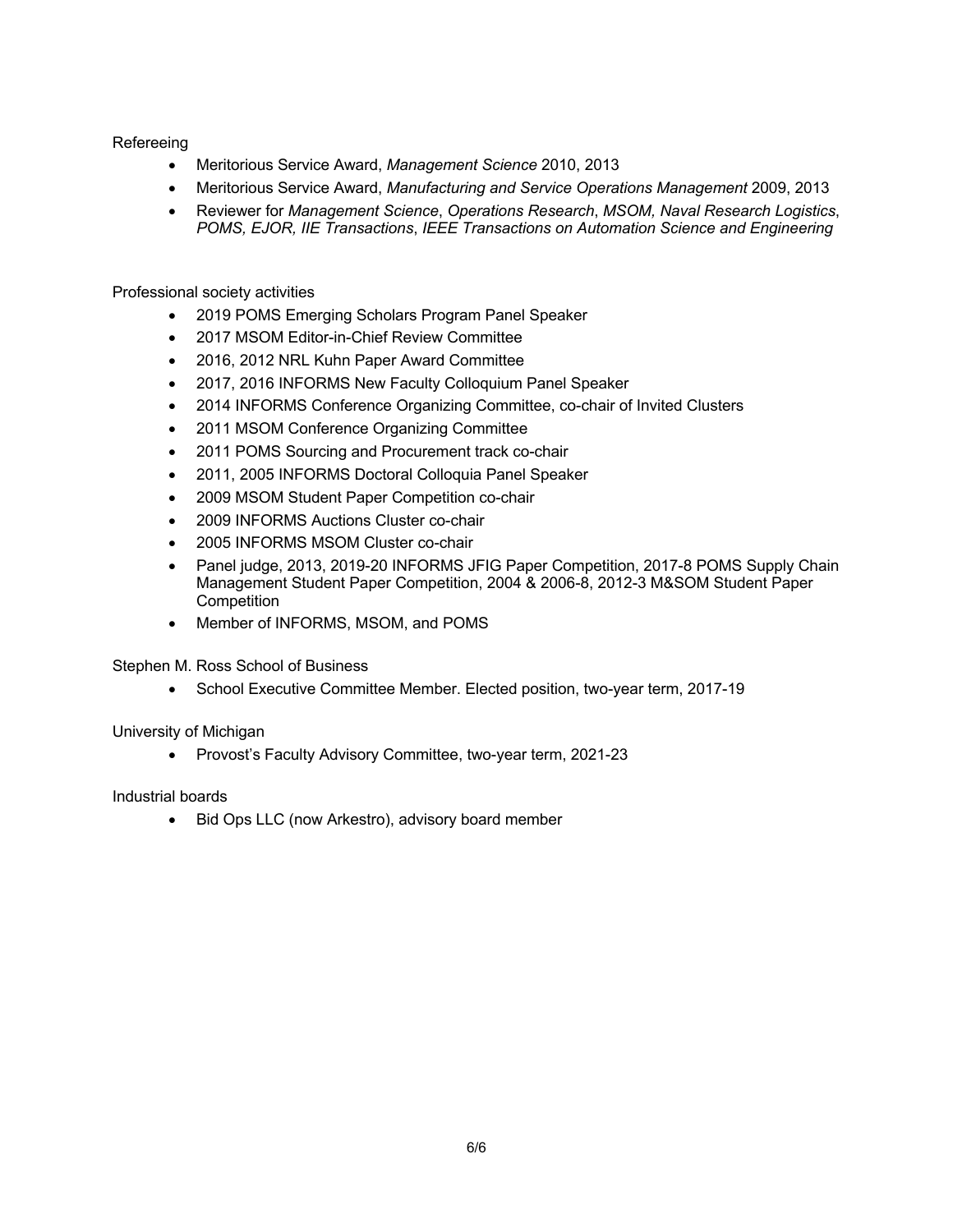Refereeing

- Meritorious Service Award, *Management Science* 2010, 2013
- Meritorious Service Award, *Manufacturing and Service Operations Management* 2009, 2013
- Reviewer for *Management Science*, *Operations Research*, *MSOM, Naval Research Logistics*, *POMS, EJOR, IIE Transactions*, *IEEE Transactions on Automation Science and Engineering*

Professional society activities

- 2019 POMS Emerging Scholars Program Panel Speaker
- 2017 MSOM Editor-in-Chief Review Committee
- 2016, 2012 NRL Kuhn Paper Award Committee
- 2017, 2016 INFORMS New Faculty Colloquium Panel Speaker
- 2014 INFORMS Conference Organizing Committee, co-chair of Invited Clusters
- 2011 MSOM Conference Organizing Committee
- 2011 POMS Sourcing and Procurement track co-chair
- 2011, 2005 INFORMS Doctoral Colloquia Panel Speaker
- 2009 MSOM Student Paper Competition co-chair
- 2009 INFORMS Auctions Cluster co-chair
- 2005 INFORMS MSOM Cluster co-chair
- Panel judge, 2013, 2019-20 INFORMS JFIG Paper Competition, 2017-8 POMS Supply Chain Management Student Paper Competition, 2004 & 2006-8, 2012-3 M&SOM Student Paper Competition
- Member of INFORMS, MSOM, and POMS

Stephen M. Ross School of Business

- School Executive Committee Member. Elected position, two-year term, 2017-19

University of Michigan

- Provost's Faculty Advisory Committee, two-year term, 2021-23

Industrial boards

- Bid Ops LLC (now Arkestro), advisory board member